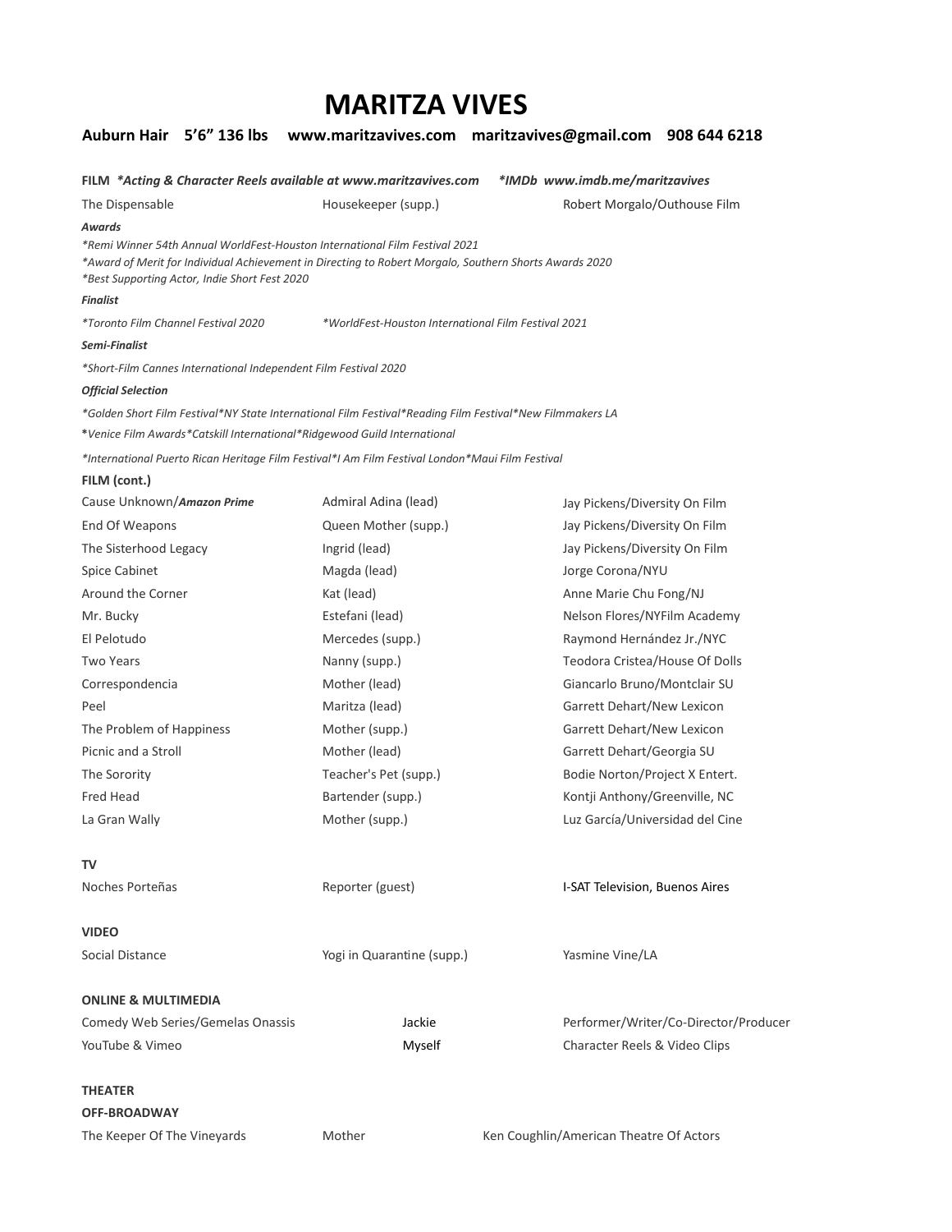# MARITZA VIVES

**Auburn Hair 5'6" 136 lbs www.maritzavives.com maritzavives@gmail.com 908 644 6218**

**FILM** ***\*Acting & Character Reels available at www.maritzavives.com \*IMDb www.imdb.me/maritzavives***

| | | |
|---|---|---|
| The Dispensable | Housekeeper (supp.) | Robert Morgalo/Outhouse Film |

***Awards***

*\*Remi Winner 54th Annual WorldFest-Houston International Film Festival 2021*
*\*Award of Merit for Individual Achievement in Directing to Robert Morgalo, Southern Shorts Awards 2020*
*\*Best Supporting Actor, Indie Short Fest 2020*

***Finalist***

*\*Toronto Film Channel Festival 2020 \*WorldFest-Houston International Film Festival 2021*

***Semi-Finalist***

*\*Short-Film Cannes International Independent Film Festival 2020*

***Official Selection***

*\*Golden Short Film Festival\*NY State International Film Festival\*Reading Film Festival\*New Filmmakers LA*
*\*Venice Film Awards\*Catskill International\*Ridgewood Guild International*
*\*International Puerto Rican Heritage Film Festival\*I Am Film Festival London\*Maui Film Festival*

**FILM (cont.)**

| | | |
|---|---|---|
| Cause Unknown/***Amazon Prime*** | Admiral Adina (lead) | Jay Pickens/Diversity On Film |
| End Of Weapons | Queen Mother (supp.) | Jay Pickens/Diversity On Film |
| The Sisterhood Legacy | Ingrid (lead) | Jay Pickens/Diversity On Film |
| Spice Cabinet | Magda (lead) | Jorge Corona/NYU |
| Around the Corner | Kat (lead) | Anne Marie Chu Fong/NJ |
| Mr. Bucky | Estefani (lead) | Nelson Flores/NYFilm Academy |
| El Pelotudo | Mercedes (supp.) | Raymond Hernández Jr./NYC |
| Two Years | Nanny (supp.) | Teodora Cristea/House Of Dolls |
| Correspondencia | Mother (lead) | Giancarlo Bruno/Montclair SU |
| Peel | Maritza (lead) | Garrett Dehart/New Lexicon |
| The Problem of Happiness | Mother (supp.) | Garrett Dehart/New Lexicon |
| Picnic and a Stroll | Mother (lead) | Garrett Dehart/Georgia SU |
| The Sorority | Teacher's Pet (supp.) | Bodie Norton/Project X Entert. |
| Fred Head | Bartender (supp.) | Kontji Anthony/Greenville, NC |
| La Gran Wally | Mother (supp.) | Luz García/Universidad del Cine |

**TV**

| | | |
|---|---|---|
| Noches Porteñas | Reporter (guest) | I-SAT Television, Buenos Aires |

**VIDEO**

| | | |
|---|---|---|
| Social Distance | Yogi in Quarantine (supp.) | Yasmine Vine/LA |

**ONLINE & MULTIMEDIA**

| | | |
|---|---|---|
| Comedy Web Series/Gemelas Onassis | Jackie | Performer/Writer/Co-Director/Producer |
| YouTube & Vimeo | Myself | Character Reels & Video Clips |

**THEATER**

**OFF-BROADWAY**

| | | |
|---|---|---|
| The Keeper Of The Vineyards | Mother | Ken Coughlin/American Theatre Of Actors |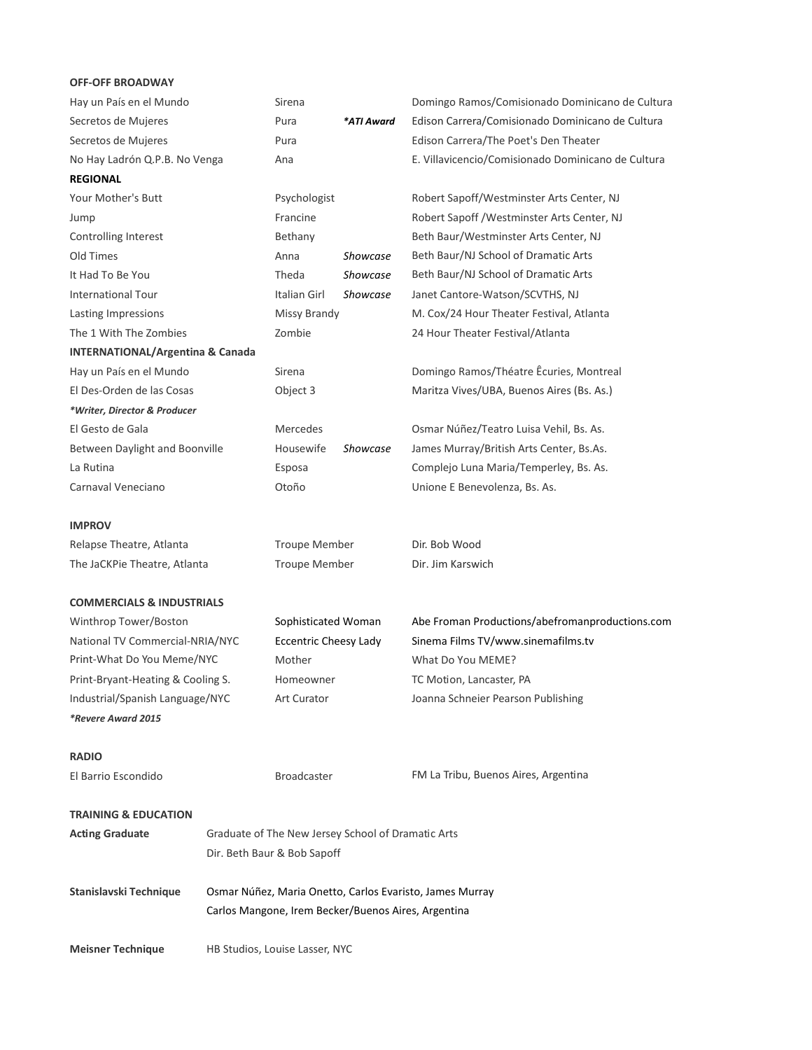**OFF-OFF BROADWAY**

| | | | |
|---|---|---|---|
| Hay un País en el Mundo | Sirena | | Domingo Ramos/Comisionado Dominicano de Cultura |
| Secretos de Mujeres | Pura | ***ATI Award** | Edison Carrera/Comisionado Dominicano de Cultura |
| Secretos de Mujeres | Pura | | Edison Carrera/The Poet's Den Theater |
| No Hay Ladrón Q.P.B. No Venga | Ana | | E. Villavicencio/Comisionado Dominicano de Cultura |

**REGIONAL**

| | | | |
|---|---|---|---|
| Your Mother's Butt | Psychologist | | Robert Sapoff/Westminster Arts Center, NJ |
| Jump | Francine | | Robert Sapoff /Westminster Arts Center, NJ |
| Controlling Interest | Bethany | | Beth Baur/Westminster Arts Center, NJ |
| Old Times | Anna | *Showcase* | Beth Baur/NJ School of Dramatic Arts |
| It Had To Be You | Theda | *Showcase* | Beth Baur/NJ School of Dramatic Arts |
| International Tour | Italian Girl | *Showcase* | Janet Cantore-Watson/SCVTHS, NJ |
| Lasting Impressions | Missy Brandy | | M. Cox/24 Hour Theater Festival, Atlanta |
| The 1 With The Zombies | Zombie | | 24 Hour Theater Festival/Atlanta |

**INTERNATIONAL/Argentina & Canada**

| | | | |
|---|---|---|---|
| Hay un País en el Mundo | Sirena | | Domingo Ramos/Théatre Êcuries, Montreal |
| El Des-Orden de las Cosas | Object 3 | | Maritza Vives/UBA, Buenos Aires (Bs. As.) |
| ***Writer, Director & Producer** | | | |
| El Gesto de Gala | Mercedes | | Osmar Núñez/Teatro Luisa Vehil, Bs. As. |
| Between Daylight and Boonville | Housewife | *Showcase* | James Murray/British Arts Center, Bs.As. |
| La Rutina | Esposa | | Complejo Luna Maria/Temperley, Bs. As. |
| Carnaval Veneciano | Otoño | | Unione E Benevolenza, Bs. As. |

**IMPROV**

| | | |
|---|---|---|
| Relapse Theatre, Atlanta | Troupe Member | Dir. Bob Wood |
| The JaCKPie Theatre, Atlanta | Troupe Member | Dir. Jim Karswich |

**COMMERCIALS & INDUSTRIALS**

| | | |
|---|---|---|
| Winthrop Tower/Boston | Sophisticated Woman | Abe Froman Productions/abefromanproductions.com |
| National TV Commercial-NRIA/NYC | Eccentric Cheesy Lady | Sinema Films TV/www.sinemafilms.tv |
| Print-What Do You Meme/NYC | Mother | What Do You MEME? |
| Print-Bryant-Heating & Cooling S. | Homeowner | TC Motion, Lancaster, PA |
| Industrial/Spanish Language/NYC | Art Curator | Joanna Schneier Pearson Publishing |
| ***Revere Award 2015** | | |

**RADIO**

| | | |
|---|---|---|
| El Barrio Escondido | Broadcaster | FM La Tribu, Buenos Aires, Argentina |

**TRAINING & EDUCATION**

**Acting Graduate** — Graduate of The New Jersey School of Dramatic Arts
Dir. Beth Baur & Bob Sapoff

**Stanislavski Technique** — Osmar Núñez, Maria Onetto, Carlos Evaristo, James Murray
Carlos Mangone, Irem Becker/Buenos Aires, Argentina

**Meisner Technique** — HB Studios, Louise Lasser, NYC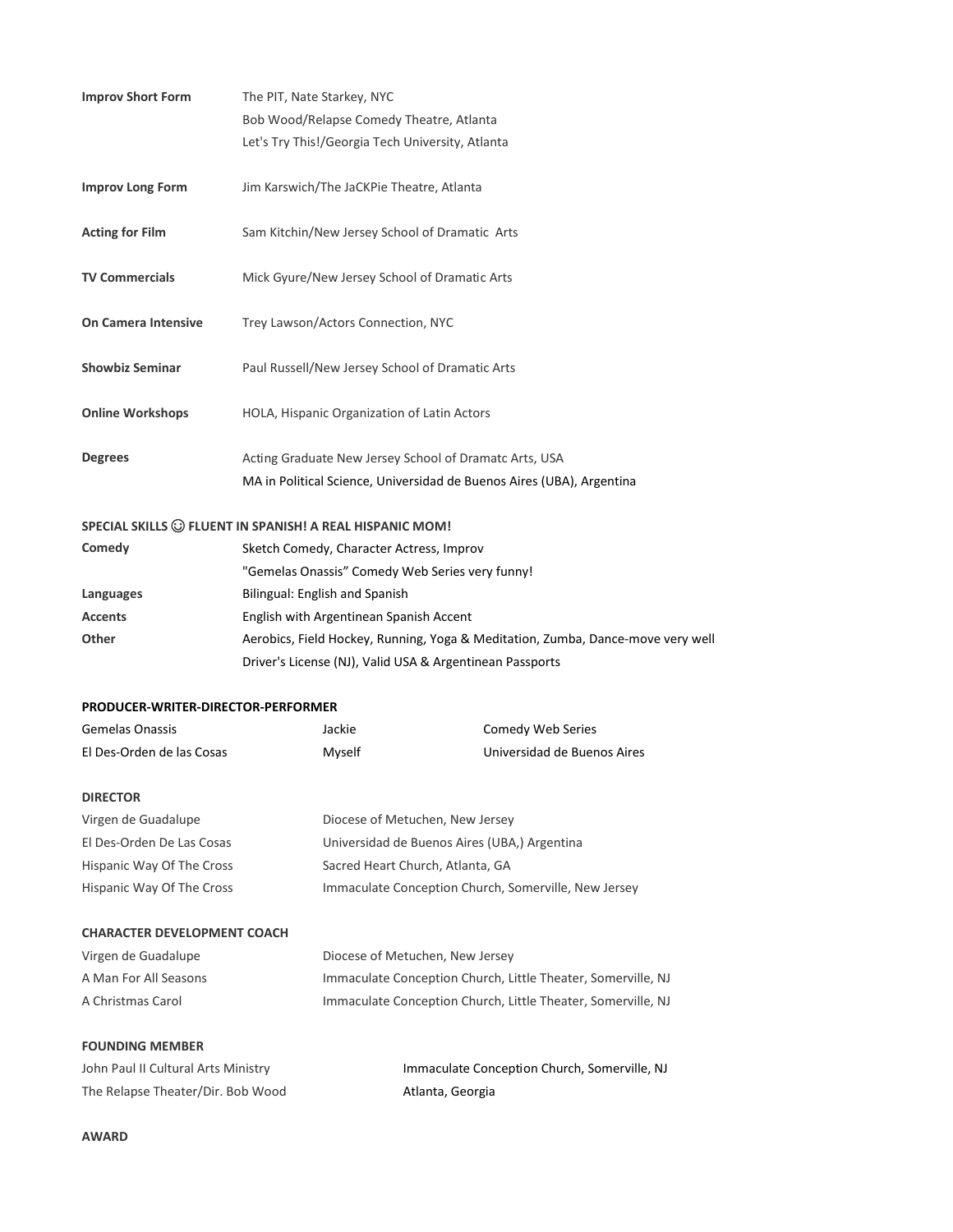| | |
|---|---|
| **Improv Short Form** | The PIT, Nate Starkey, NYC |
| | Bob Wood/Relapse Comedy Theatre, Atlanta |
| | Let's Try This!/Georgia Tech University, Atlanta |
| **Improv Long Form** | Jim Karswich/The JaCKPie Theatre, Atlanta |
| **Acting for Film** | Sam Kitchin/New Jersey School of Dramatic Arts |
| **TV Commercials** | Mick Gyure/New Jersey School of Dramatic Arts |
| **On Camera Intensive** | Trey Lawson/Actors Connection, NYC |
| **Showbiz Seminar** | Paul Russell/New Jersey School of Dramatic Arts |
| **Online Workshops** | HOLA, Hispanic Organization of Latin Actors |
| **Degrees** | Acting Graduate New Jersey School of Dramatc Arts, USA |
| | MA in Political Science, Universidad de Buenos Aires (UBA), Argentina |

**SPECIAL SKILLS ☺ FLUENT IN SPANISH! A REAL HISPANIC MOM!**

| | |
|---|---|
| **Comedy** | Sketch Comedy, Character Actress, Improv |
| | "Gemelas Onassis" Comedy Web Series very funny! |
| **Languages** | Bilingual: English and Spanish |
| **Accents** | English with Argentinean Spanish Accent |
| **Other** | Aerobics, Field Hockey, Running, Yoga & Meditation, Zumba, Dance-move very well |
| | Driver's License (NJ), Valid USA & Argentinean Passports |

**PRODUCER-WRITER-DIRECTOR-PERFORMER**

| | | |
|---|---|---|
| Gemelas Onassis | Jackie | Comedy Web Series |
| El Des-Orden de las Cosas | Myself | Universidad de Buenos Aires |

**DIRECTOR**

| | |
|---|---|
| Virgen de Guadalupe | Diocese of Metuchen, New Jersey |
| El Des-Orden De Las Cosas | Universidad de Buenos Aires (UBA,) Argentina |
| Hispanic Way Of The Cross | Sacred Heart Church, Atlanta, GA |
| Hispanic Way Of The Cross | Immaculate Conception Church, Somerville, New Jersey |

**CHARACTER DEVELOPMENT COACH**

| | |
|---|---|
| Virgen de Guadalupe | Diocese of Metuchen, New Jersey |
| A Man For All Seasons | Immaculate Conception Church, Little Theater, Somerville, NJ |
| A Christmas Carol | Immaculate Conception Church, Little Theater, Somerville, NJ |

**FOUNDING MEMBER**

| | |
|---|---|
| John Paul II Cultural Arts Ministry | Immaculate Conception Church, Somerville, NJ |
| The Relapse Theater/Dir. Bob Wood | Atlanta, Georgia |

**AWARD**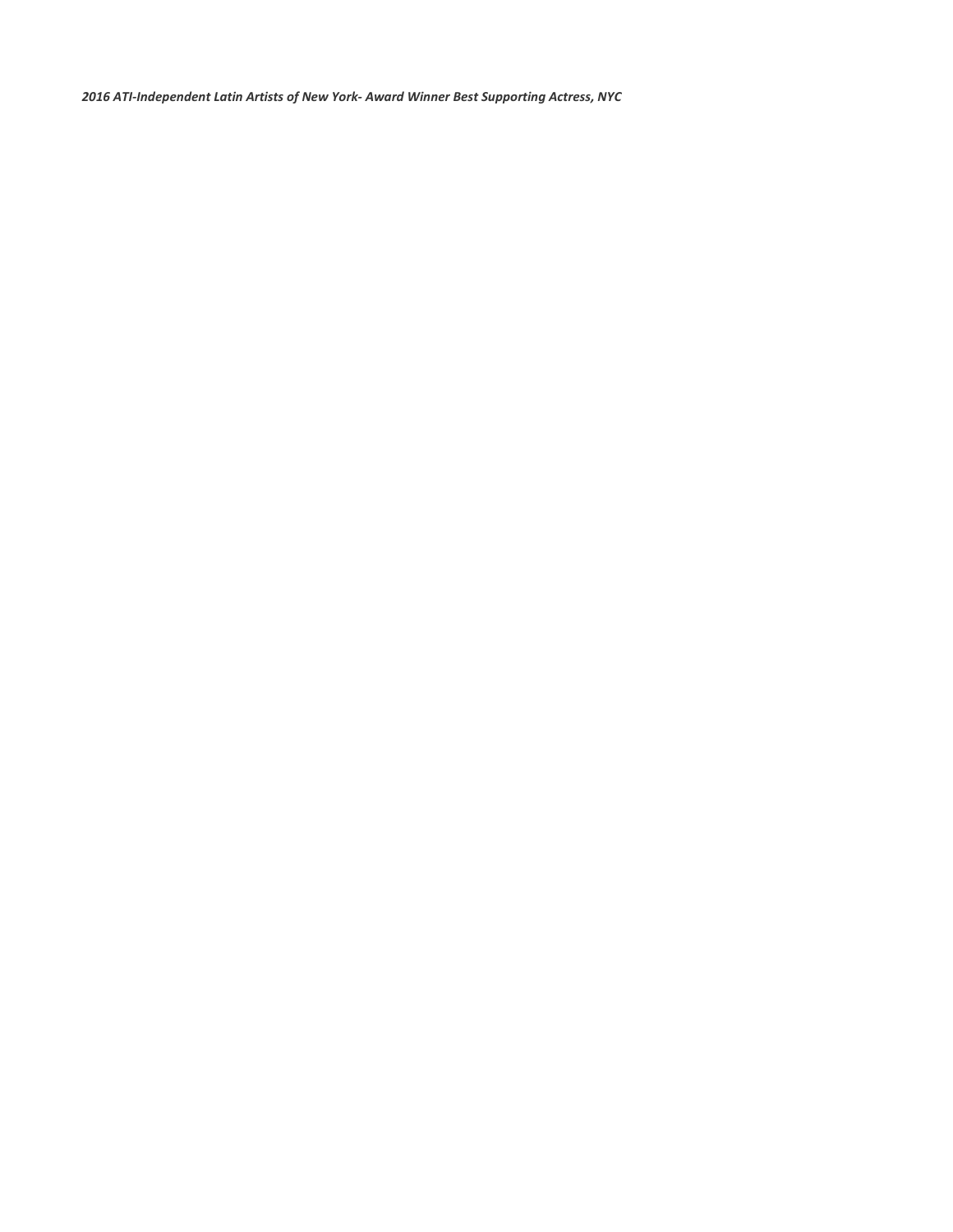*2016 ATI-Independent Latin Artists of New York- Award Winner Best Supporting Actress, NYC*